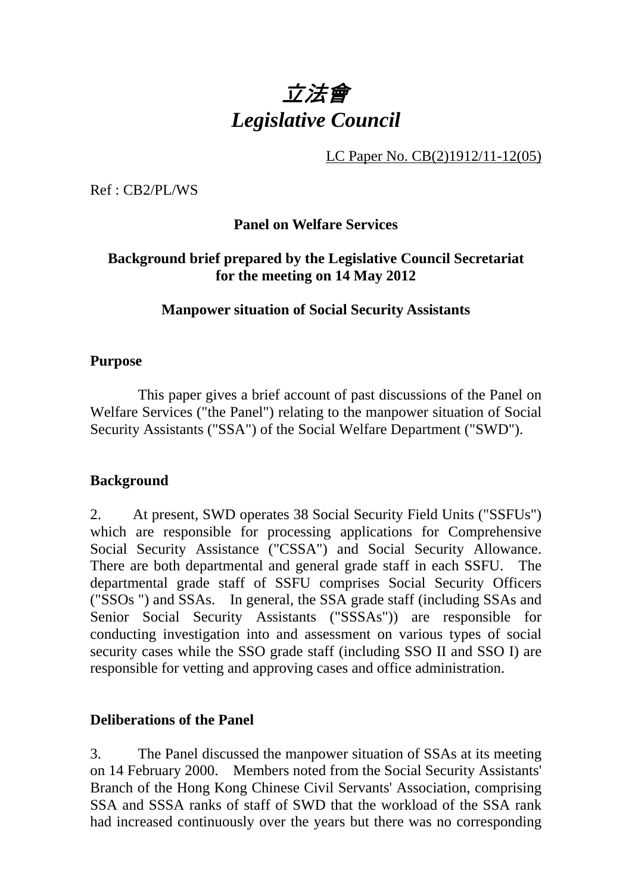# *立法會*
# *Legislative Council*

LC Paper No. CB(2)1912/11-12(05)

Ref : CB2/PL/WS

**Panel on Welfare Services**

**Background brief prepared by the Legislative Council Secretariat for the meeting on 14 May 2012**

**Manpower situation of Social Security Assistants**

## Purpose

This paper gives a brief account of past discussions of the Panel on Welfare Services ("the Panel") relating to the manpower situation of Social Security Assistants ("SSA") of the Social Welfare Department ("SWD").

## Background

2. At present, SWD operates 38 Social Security Field Units ("SSFUs") which are responsible for processing applications for Comprehensive Social Security Assistance ("CSSA") and Social Security Allowance. There are both departmental and general grade staff in each SSFU. The departmental grade staff of SSFU comprises Social Security Officers ("SSOs ") and SSAs. In general, the SSA grade staff (including SSAs and Senior Social Security Assistants ("SSSAs")) are responsible for conducting investigation into and assessment on various types of social security cases while the SSO grade staff (including SSO II and SSO I) are responsible for vetting and approving cases and office administration.

## Deliberations of the Panel

3. The Panel discussed the manpower situation of SSAs at its meeting on 14 February 2000. Members noted from the Social Security Assistants' Branch of the Hong Kong Chinese Civil Servants' Association, comprising SSA and SSSA ranks of staff of SWD that the workload of the SSA rank had increased continuously over the years but there was no corresponding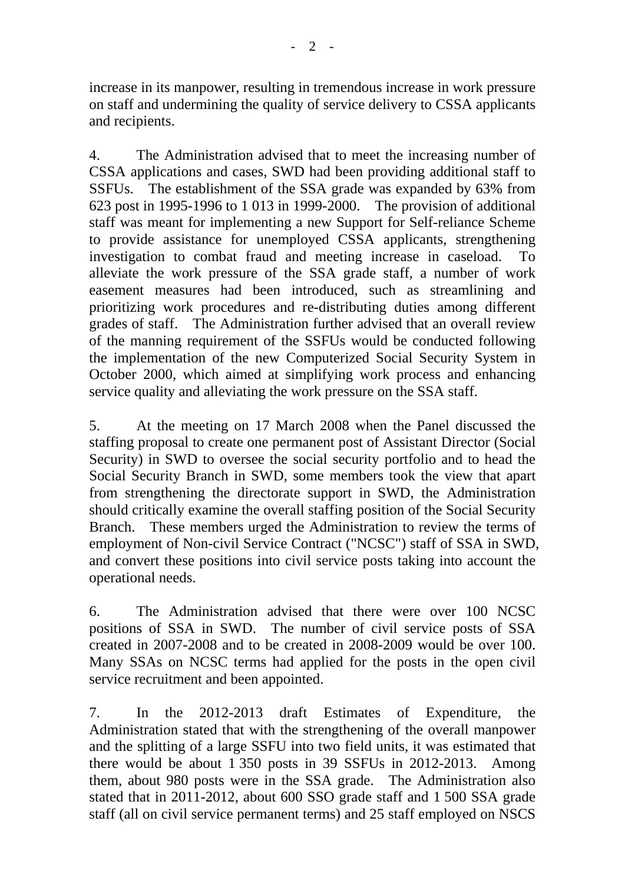increase in its manpower, resulting in tremendous increase in work pressure on staff and undermining the quality of service delivery to CSSA applicants and recipients.

4. The Administration advised that to meet the increasing number of CSSA applications and cases, SWD had been providing additional staff to SSFUs. The establishment of the SSA grade was expanded by 63% from 623 post in 1995-1996 to 1 013 in 1999-2000. The provision of additional staff was meant for implementing a new Support for Self-reliance Scheme to provide assistance for unemployed CSSA applicants, strengthening investigation to combat fraud and meeting increase in caseload. To alleviate the work pressure of the SSA grade staff, a number of work easement measures had been introduced, such as streamlining and prioritizing work procedures and re-distributing duties among different grades of staff. The Administration further advised that an overall review of the manning requirement of the SSFUs would be conducted following the implementation of the new Computerized Social Security System in October 2000, which aimed at simplifying work process and enhancing service quality and alleviating the work pressure on the SSA staff.

5. At the meeting on 17 March 2008 when the Panel discussed the staffing proposal to create one permanent post of Assistant Director (Social Security) in SWD to oversee the social security portfolio and to head the Social Security Branch in SWD, some members took the view that apart from strengthening the directorate support in SWD, the Administration should critically examine the overall staffing position of the Social Security Branch. These members urged the Administration to review the terms of employment of Non-civil Service Contract ("NCSC") staff of SSA in SWD, and convert these positions into civil service posts taking into account the operational needs.

6. The Administration advised that there were over 100 NCSC positions of SSA in SWD. The number of civil service posts of SSA created in 2007-2008 and to be created in 2008-2009 would be over 100. Many SSAs on NCSC terms had applied for the posts in the open civil service recruitment and been appointed.

7. In the 2012-2013 draft Estimates of Expenditure, the Administration stated that with the strengthening of the overall manpower and the splitting of a large SSFU into two field units, it was estimated that there would be about 1 350 posts in 39 SSFUs in 2012-2013. Among them, about 980 posts were in the SSA grade. The Administration also stated that in 2011-2012, about 600 SSO grade staff and 1 500 SSA grade staff (all on civil service permanent terms) and 25 staff employed on NSCS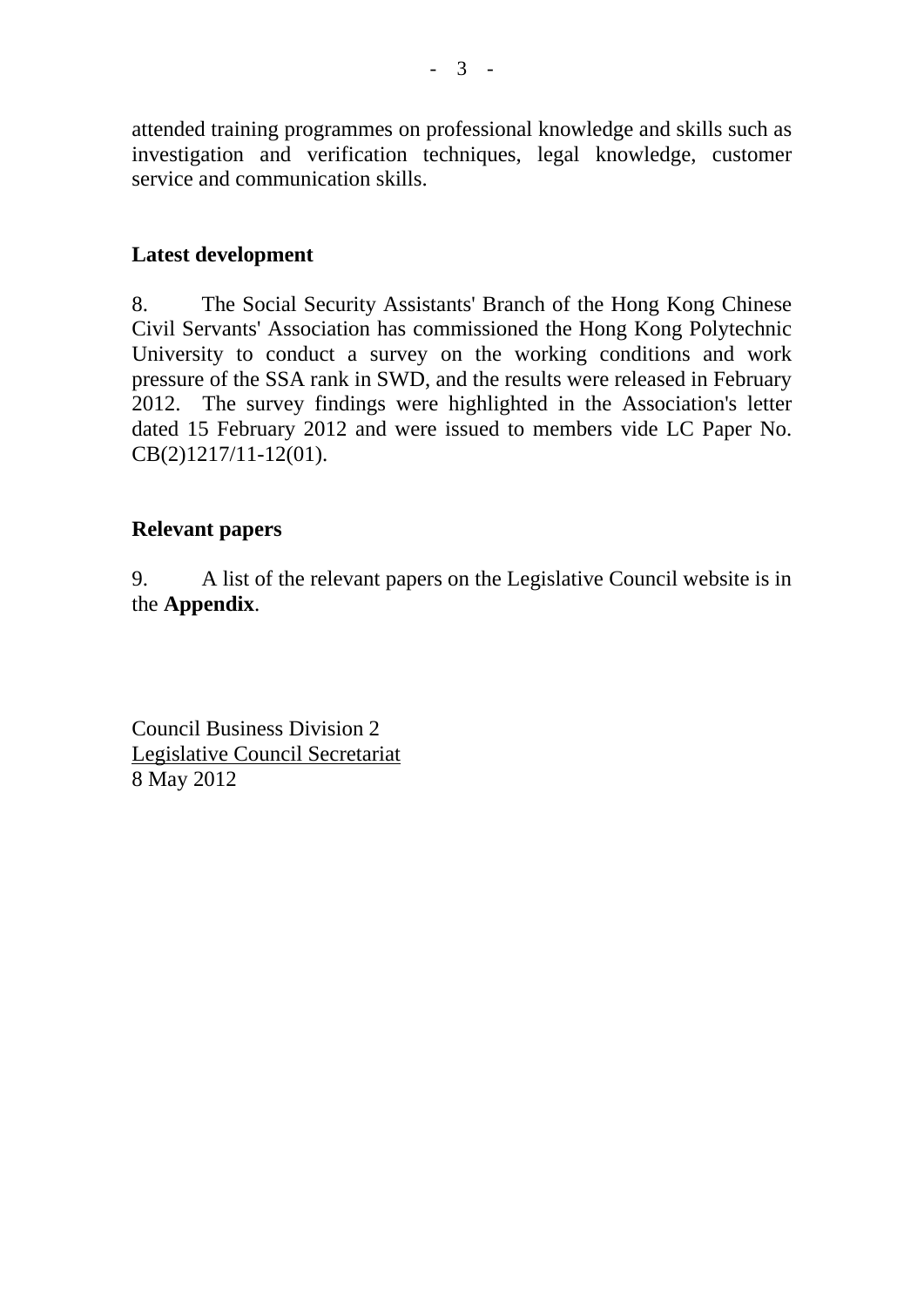attended training programmes on professional knowledge and skills such as investigation and verification techniques, legal knowledge, customer service and communication skills.

**Latest development**

8. The Social Security Assistants' Branch of the Hong Kong Chinese Civil Servants' Association has commissioned the Hong Kong Polytechnic University to conduct a survey on the working conditions and work pressure of the SSA rank in SWD, and the results were released in February 2012. The survey findings were highlighted in the Association's letter dated 15 February 2012 and were issued to members vide LC Paper No. CB(2)1217/11-12(01).

**Relevant papers**

9. A list of the relevant papers on the Legislative Council website is in the **Appendix**.

Council Business Division 2
Legislative Council Secretariat
8 May 2012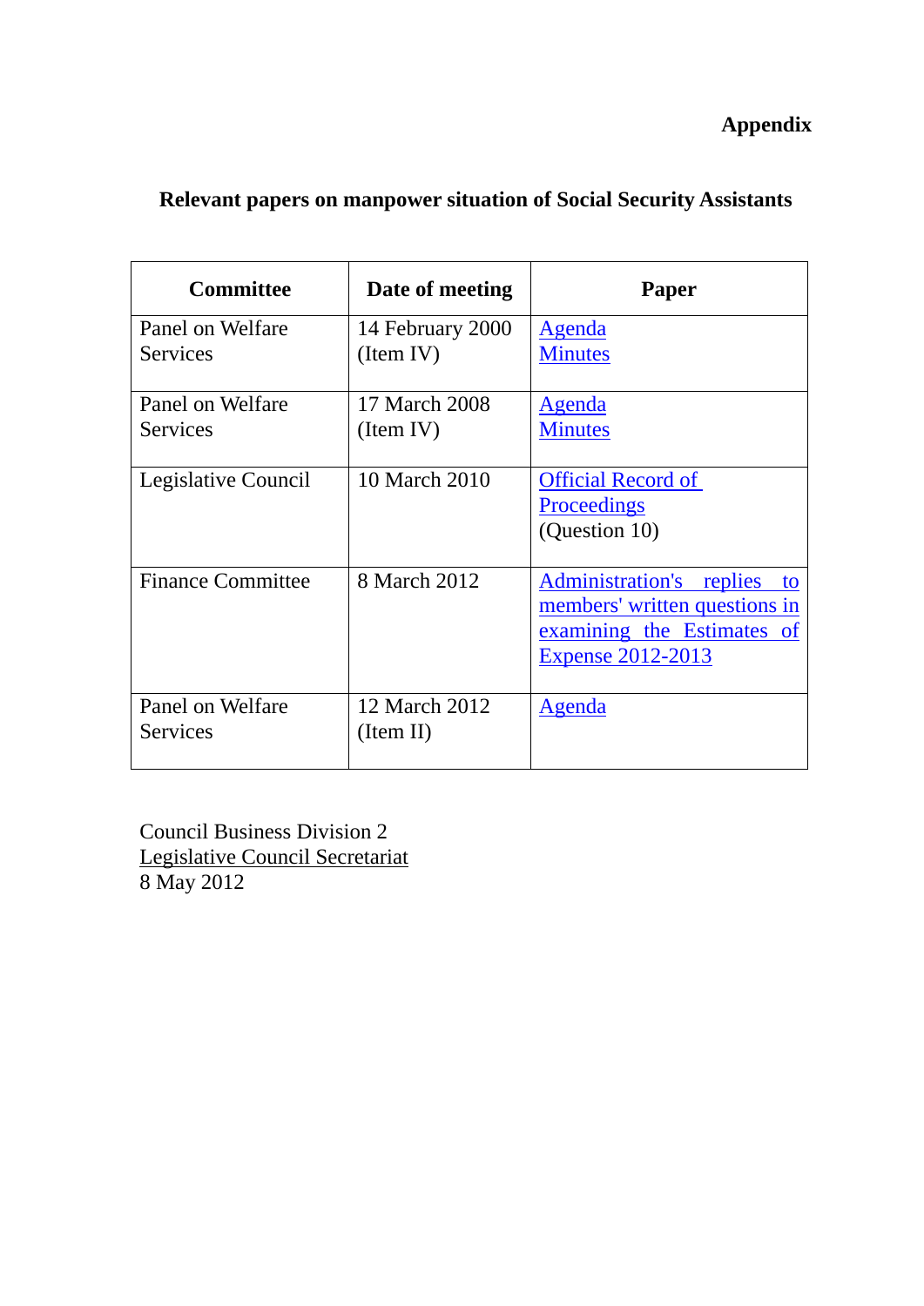**Appendix**

**Relevant papers on manpower situation of Social Security Assistants**

| Committee | Date of meeting | Paper |
|---|---|---|
| Panel on Welfare Services | 14 February 2000 (Item IV) | Agenda<br>Minutes |
| Panel on Welfare Services | 17 March 2008 (Item IV) | Agenda<br>Minutes |
| Legislative Council | 10 March 2010 | Official Record of Proceedings (Question 10) |
| Finance Committee | 8 March 2012 | Administration's replies to members' written questions in examining the Estimates of Expense 2012-2013 |
| Panel on Welfare Services | 12 March 2012 (Item II) | Agenda |

Council Business Division 2
Legislative Council Secretariat
8 May 2012